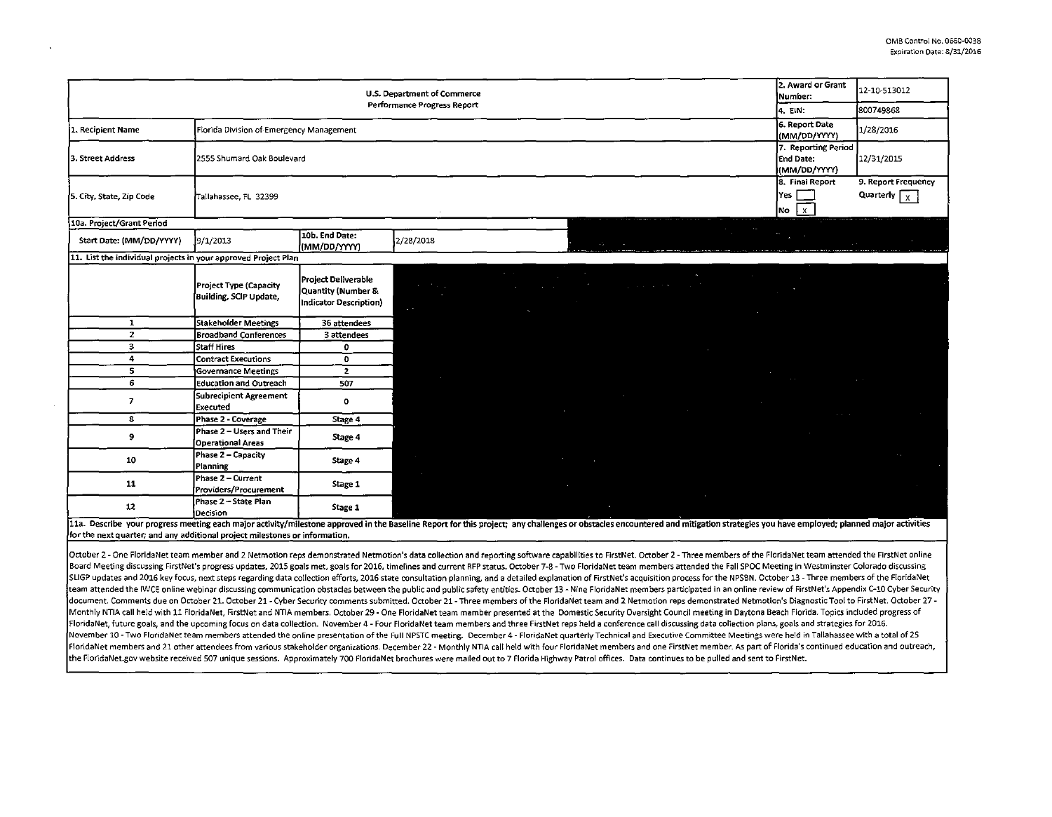OMB Control No. 0660-0038
Expiration Date: 8/31/2016

| U.S. Department of Commerce Performance Progress Report | | 2. Award or Grant Number: | 12-10-S13012 |
|---|---|---|---|
| | | 4. EIN: | 800749868 |
| 1. Recipient Name | Florida Division of Emergency Management | 6. Report Date (MM/DD/YYYY) | 1/28/2016 |
| 3. Street Address | 2555 Shumard Oak Boulevard | 7. Reporting Period End Date: (MM/DD/YYYY) | 12/31/2015 |
| 5. City, State, Zip Code | Tallahassee, FL 32399 | 8. Final Report Yes [ ] No [x] | 9. Report Frequency Quarterly [x] |

| 10a. Project/Grant Period | | | |
|---|---|---|---|
| Start Date: (MM/DD/YYYY) | 9/1/2013 | 10b. End Date: (MM/DD/YYYY) | 2/28/2018 |

11. List the individual projects in your approved Project Plan

| | Project Type (Capacity Building, SCIP Update, | Project Deliverable Quantity (Number & Indicator Description) |
|---|---|---|
| 1 | Stakeholder Meetings | 36 attendees |
| 2 | Broadband Conferences | 3 attendees |
| 3 | Staff Hires | 0 |
| 4 | Contract Executions | 0 |
| 5 | Governance Meetings | 2 |
| 6 | Education and Outreach | 507 |
| 7 | Subrecipient Agreement Executed | 0 |
| 8 | Phase 2 - Coverage | Stage 4 |
| 9 | Phase 2 – Users and Their Operational Areas | Stage 4 |
| 10 | Phase 2 – Capacity Planning | Stage 4 |
| 11 | Phase 2 – Current Providers/Procurement | Stage 1 |
| 12 | Phase 2 – State Plan Decision | Stage 1 |

11a. Describe your progress meeting each major activity/milestone approved in the Baseline Report for this project; any challenges or obstacles encountered and mitigation strategies you have employed; planned major activities for the next quarter; and any additional project milestones or information.

October 2 - One FloridaNet team member and 2 Netmotion reps demonstrated Netmotion's data collection and reporting software capabilities to FirstNet. October 2 - Three members of the FloridaNet team attended the FirstNet online Board Meeting discussing FirstNet's progress updates, 2015 goals met, goals for 2016, timelines and current RFP status. October 7-8 - Two FloridaNet team members attended the Fall SPOC Meeting in Westminster Colorado discussing SLIGP updates and 2016 key focus, next steps regarding data collection efforts, 2016 state consultation planning, and a detailed explanation of FirstNet's acquisition process for the NPSBN. October 13 - Three members of the FloridaNet team attended the IWCE online webinar discussing communication obstacles between the public and public safety entities. October 13 - Nine FloridaNet members participated in an online review of FirstNet's Appendix C-10 Cyber Security document. Comments due on October 21. October 21 - Cyber Security comments submitted. October 21 - Three members of the FloridaNet team and 2 Netmotion reps demonstrated Netmotion's Diagnostic Tool to FirstNet. October 27 - Monthly NTIA call held with 11 FloridaNet, FirstNet and NTIA members. October 29 - One FloridaNet team member presented at the Domestic Security Oversight Council meeting in Daytona Beach Florida. Topics included progress of FloridaNet, future goals, and the upcoming focus on data collection. November 4 - Four FloridaNet team members and three FirstNet reps held a conference call discussing data collection plans, goals and strategies for 2016. November 10 - Two FloridaNet team members attended the online presentation of the Full NPSTC meeting. December 4 - FloridaNet quarterly Technical and Executive Committee Meetings were held in Tallahassee with a total of 25 FloridaNet members and 21 other attendees from various stakeholder organizations. December 22 - Monthly NTIA call held with four FloridaNet members and one FirstNet member. As part of Florida's continued education and outreach, the FloridaNet.gov website received 507 unique sessions. Approximately 700 FloridaNet brochures were mailed out to 7 Florida Highway Patrol offices. Data continues to be pulled and sent to FirstNet.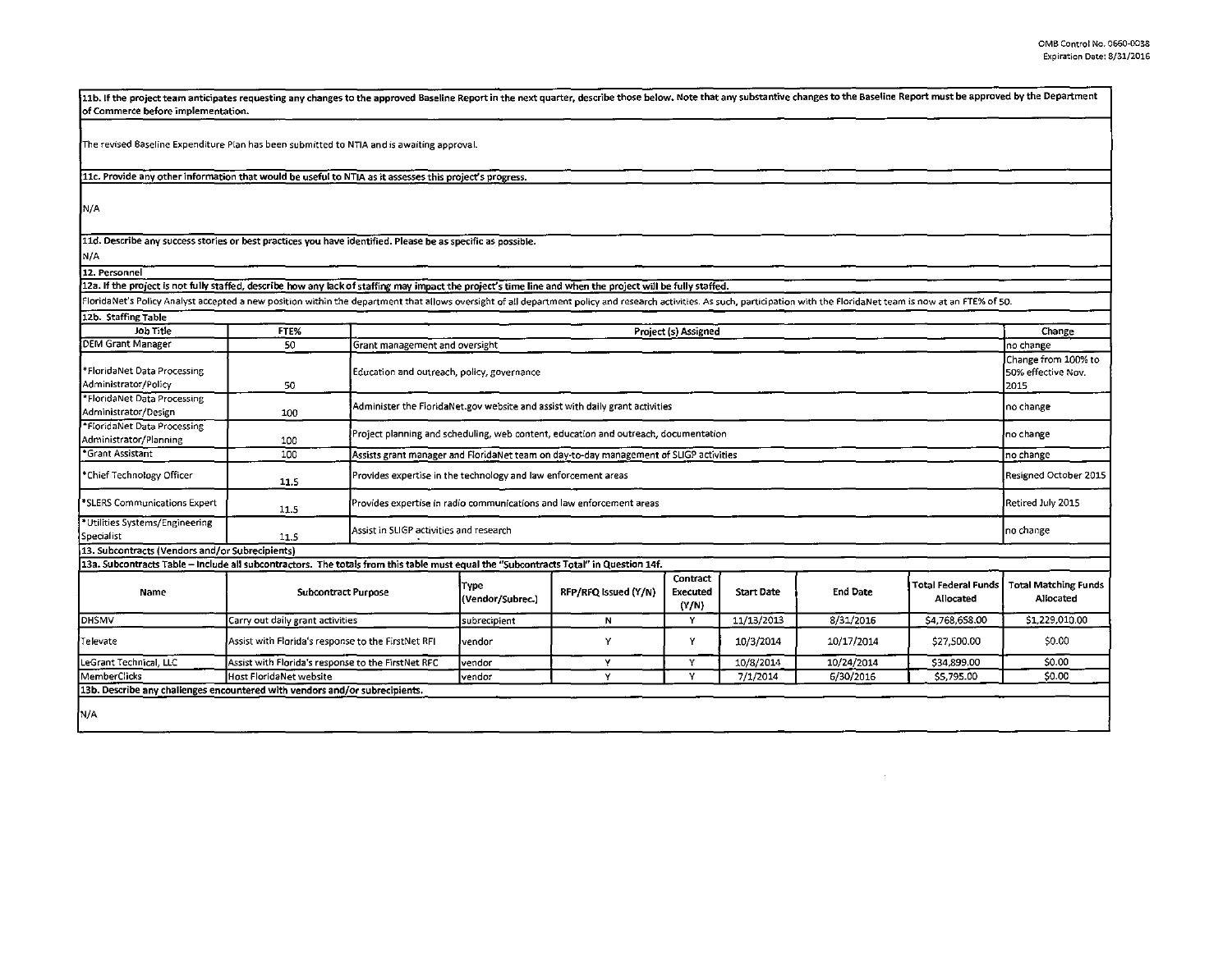**11b. If the project team anticipates requesting any changes to the approved Baseline Report in the next quarter, describe those below. Note that any substantive changes to the Baseline Report must be approved by the Department of Commerce before implementation.**

The revised Baseline Expenditure Plan has been submitted to NTIA and is awaiting approval.

**11c. Provide any other information that would be useful to NTIA as it assesses this project's progress.**

N/A

**11d. Describe any success stories or best practices you have identified. Please be as specific as possible.**

N/A

**12. Personnel**

**12a. If the project is not fully staffed, describe how any lack of staffing may impact the project's time line and when the project will be fully staffed.**

FloridaNet's Policy Analyst accepted a new position within the department that allows oversight of all department policy and research activities. As such, participation with the FloridaNet team is now at an FTE% of 50.

**12b. Staffing Table**

| Job Title | FTE% | Project (s) Assigned | Change |
|---|---|---|---|
| DEM Grant Manager | 50 | Grant management and oversight | no change |
| *FloridaNet Data Processing Administrator/Policy | 50 | Education and outreach, policy, governance | Change from 100% to 50% effective Nov. 2015 |
| *FloridaNet Data Processing Administrator/Design | 100 | Administer the FloridaNet.gov website and assist with daily grant activities | no change |
| *FloridaNet Data Processing Administrator/Planning | 100 | Project planning and scheduling, web content, education and outreach, documentation | no change |
| *Grant Assistant | 100 | Assists grant manager and FloridaNet team on day-to-day management of SLIGP activities | no change |
| *Chief Technology Officer | 11.5 | Provides expertise in the technology and law enforcement areas | Resigned October 2015 |
| *SLERS Communications Expert | 11.5 | Provides expertise in radio communications and law enforcement areas | Retired July 2015 |
| *Utilities Systems/Engineering Specialist | 11.5 | Assist in SLIGP activities and research | no change |

**13. Subcontracts (Vendors and/or Subrecipients)**

**13a. Subcontracts Table – Include all subcontractors. The totals from this table must equal the "Subcontracts Total" in Question 14f.**

| Name | Subcontract Purpose | Type (Vendor/Subrec.) | RFP/RFQ Issued (Y/N) | Contract Executed (Y/N) | Start Date | End Date | Total Federal Funds Allocated | Total Matching Funds Allocated |
|---|---|---|---|---|---|---|---|---|
| DHSMV | Carry out daily grant activities | subrecipient | N | Y | 11/13/2013 | 8/31/2016 | $4,768,658.00 | $1,229,010.00 |
| Televate | Assist with Florida's response to the FirstNet RFI | vendor | Y | Y | 10/3/2014 | 10/17/2014 | $27,500.00 | $0.00 |
| LeGrant Technical, LLC | Assist with Florida's response to the FirstNet RFC | vendor | Y | Y | 10/8/2014 | 10/24/2014 | $34,899.00 | $0.00 |
| MemberClicks | Host FloridaNet website | vendor | Y | Y | 7/1/2014 | 6/30/2016 | $5,795.00 | $0.00 |

**13b. Describe any challenges encountered with vendors and/or subrecipients.**

N/A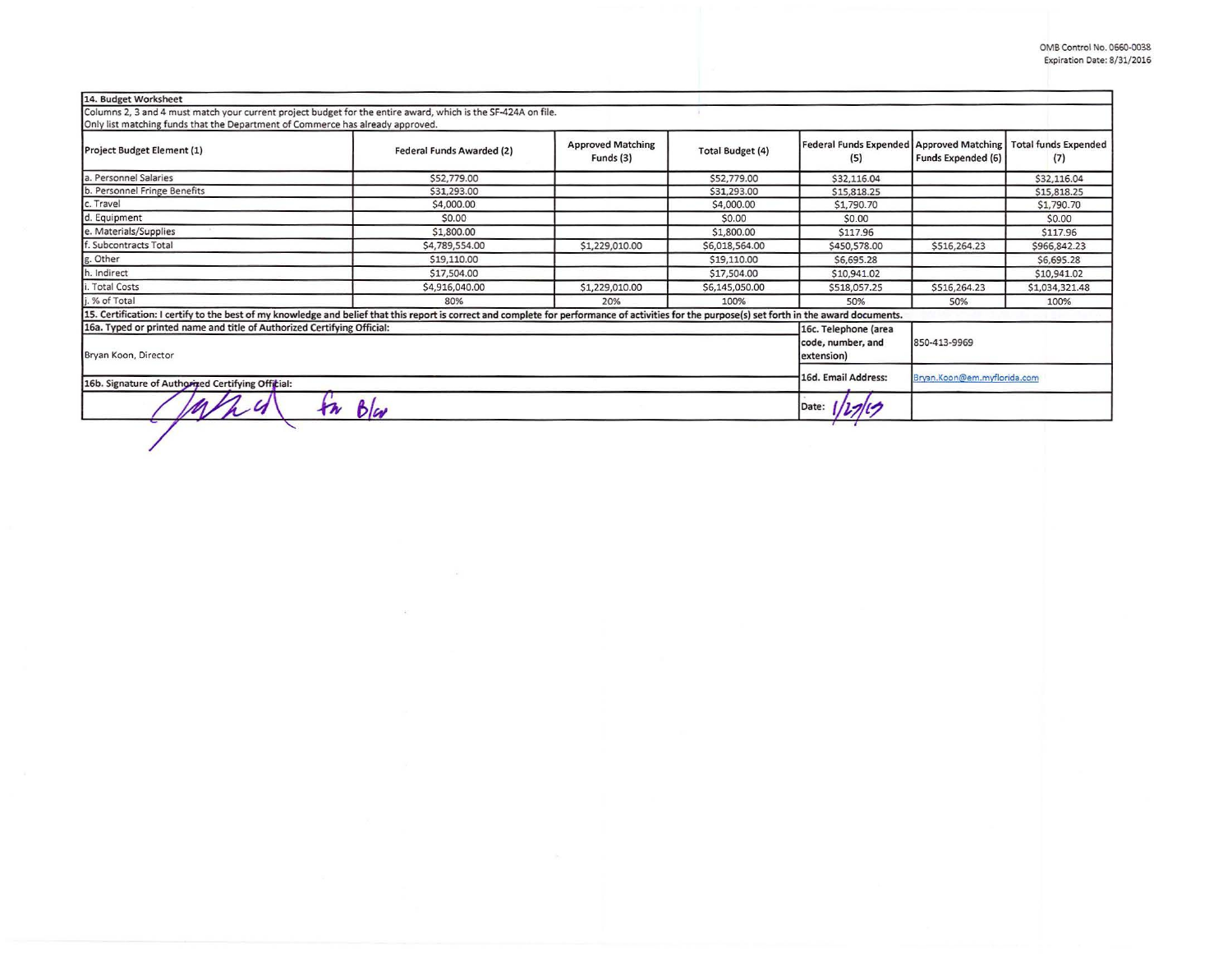OMB Control No. 0660-0038
Expiration Date: 8/31/2016

| 14. Budget Worksheet | | | | | | |
|---|---|---|---|---|---|---|
| Columns 2, 3 and 4 must match your current project budget for the entire award, which is the SF-424A on file. Only list matching funds that the Department of Commerce has already approved. | | | | | | |
| Project Budget Element (1) | Federal Funds Awarded (2) | Approved Matching Funds (3) | Total Budget (4) | Federal Funds Expended (5) | Approved Matching Funds Expended (6) | Total funds Expended (7) |
| a. Personnel Salaries | $52,779.00 | | $52,779.00 | $32,116.04 | | $32,116.04 |
| b. Personnel Fringe Benefits | $31,293.00 | | $31,293.00 | $15,818.25 | | $15,818.25 |
| c. Travel | $4,000.00 | | $4,000.00 | $1,790.70 | | $1,790.70 |
| d. Equipment | $0.00 | | $0.00 | $0.00 | | $0.00 |
| e. Materials/Supplies | $1,800.00 | | $1,800.00 | $117.96 | | $117.96 |
| f. Subcontracts Total | $4,789,554.00 | $1,229,010.00 | $6,018,564.00 | $450,578.00 | $516,264.23 | $966,842.23 |
| g. Other | $19,110.00 | | $19,110.00 | $6,695.28 | | $6,695.28 |
| h. Indirect | $17,504.00 | | $17,504.00 | $10,941.02 | | $10,941.02 |
| i. Total Costs | $4,916,040.00 | $1,229,010.00 | $6,145,050.00 | $518,057.25 | $516,264.23 | $1,034,321.48 |
| j. % of Total | 80% | 20% | 100% | 50% | 50% | 100% |

15. Certification: I certify to the best of my knowledge and belief that this report is correct and complete for performance of activities for the purpose(s) set forth in the award documents.

| | | |
|---|---|---|
| 16a. Typed or printed name and title of Authorized Certifying Official: Bryan Koon, Director | 16c. Telephone (area code, number, and extension) | 850-413-9969 |
| 16b. Signature of Authorized Certifying Official: | 16d. Email Address: | Bryan.Koon@em.myflorida.com |
| for BK | Date: 1/27/17 | |